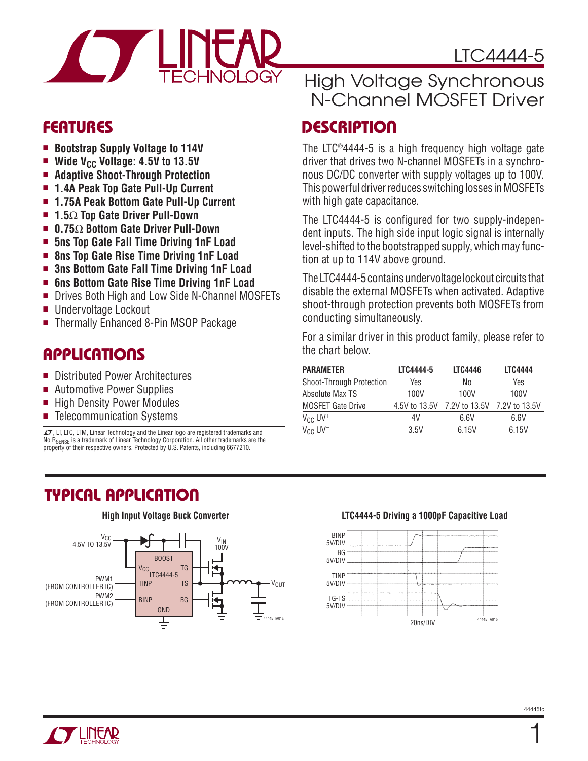# LTC4444-5

## High Voltage Synchronous N-Channel MOSFET Driver

## FEATURES

- **Bootstrap Supply Voltage to 114V**
- **Wide $V_{CC}$ Voltage: 4.5V to 13.5V**
- **Adaptive Shoot-Through Protection**
- **1.4A Peak Top Gate Pull-Up Current**
- **1.75A Peak Bottom Gate Pull-Up Current**
- **1.5Ω Top Gate Driver Pull-Down**
- **0.75Ω Bottom Gate Driver Pull-Down**
- **5ns Top Gate Fall Time Driving 1nF Load**
- **8ns Top Gate Rise Time Driving 1nF Load**
- **3ns Bottom Gate Fall Time Driving 1nF Load**
- **6ns Bottom Gate Rise Time Driving 1nF Load**
- Drives Both High and Low Side N-Channel MOSFETs
- Undervoltage Lockout
- Thermally Enhanced 8-Pin MSOP Package

## APPLICATIONS

- Distributed Power Architectures
- Automotive Power Supplies
- High Density Power Modules
- Telecommunication Systems

LT, LTC, LTM, Linear Technology and the Linear logo are registered trademarks and No $R_{SENSE}$ is a trademark of Linear Technology Corporation. All other trademarks are the property of their respective owners. Protected by U.S. Patents, including 6677210.

## DESCRIPTION

The LTC®4444-5 is a high frequency high voltage gate driver that drives two N-channel MOSFETs in a synchronous DC/DC converter with supply voltages up to 100V. This powerful driver reduces switching losses in MOSFETs with high gate capacitance.

The LTC4444-5 is configured for two supply-independent inputs. The high side input logic signal is internally level-shifted to the bootstrapped supply, which may function at up to 114V above ground.

The LTC4444-5 contains undervoltage lockout circuits that disable the external MOSFETs when activated. Adaptive shoot-through protection prevents both MOSFETs from conducting simultaneously.

For a similar driver in this product family, please refer to the chart below.

| PARAMETER | LTC4444-5 | LTC4446 | LTC4444 |
|---|---|---|---|
| Shoot-Through Protection | Yes | No | Yes |
| Absolute Max TS | 100V | 100V | 100V |
| MOSFET Gate Drive | 4.5V to 13.5V | 7.2V to 13.5V | 7.2V to 13.5V |
| $V_{CC}$ UV+ | 4V | 6.6V | 6.6V |
| $V_{CC}$ UV− | 3.5V | 6.15V | 6.15V |

## TYPICAL APPLICATION

**High Input Voltage Buck Converter**

**LTC4444-5 Driving a 1000pF Capacitive Load**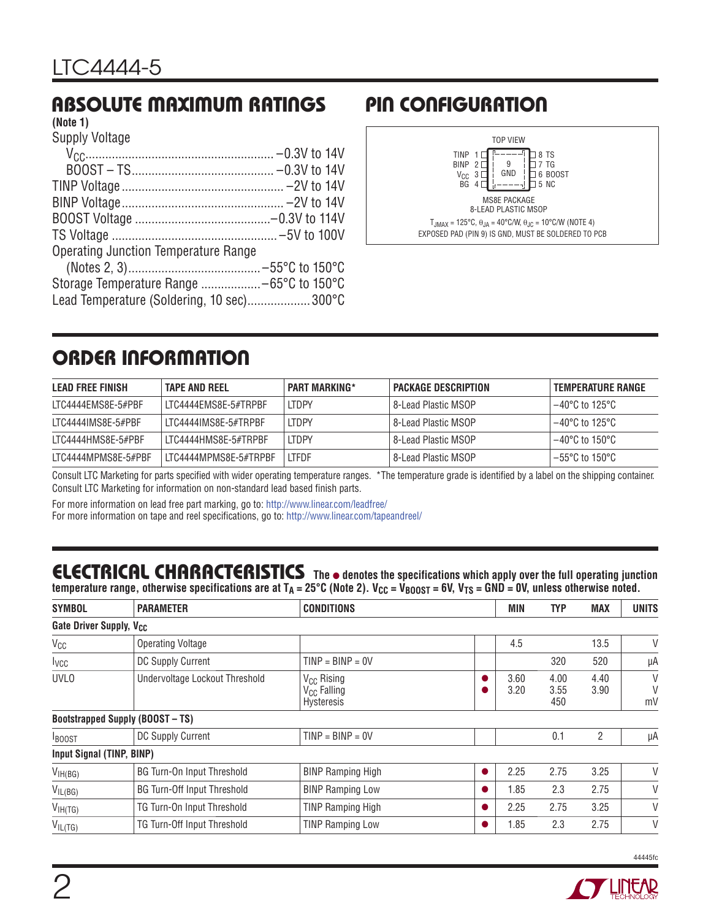## ABSOLUTE MAXIMUM RATINGS

**(Note 1)**

Supply Voltage

- $V_{CC}$ .......... –0.3V to 14V
- BOOST – TS .......... –0.3V to 14V

TINP Voltage .......... –2V to 14V
BINP Voltage .......... –2V to 14V
BOOST Voltage .......... –0.3V to 114V
TS Voltage .......... –5V to 100V
Operating Junction Temperature Range
(Notes 2, 3) .......... –55°C to 150°C
Storage Temperature Range .......... –65°C to 150°C
Lead Temperature (Soldering, 10 sec) .......... 300°C

## PIN CONFIGURATION

TOP VIEW

| Left Pin | | Right Pin |
|---|---|---|
| TINP 1 | 9 GND | 8 TS |
| BINP 2 | | 7 TG |
| $V_{CC}$ 3 | | 6 BOOST |
| BG 4 | | 5 NC |

MS8E PACKAGE
8-LEAD PLASTIC MSOP

$T_{JMAX}$ = 125°C, $\theta_{JA}$ = 40°C/W, $\theta_{JC}$ = 10°C/W (NOTE 4)
EXPOSED PAD (PIN 9) IS GND, MUST BE SOLDERED TO PCB

## ORDER INFORMATION

| LEAD FREE FINISH | TAPE AND REEL | PART MARKING* | PACKAGE DESCRIPTION | TEMPERATURE RANGE |
|---|---|---|---|---|
| LTC4444EMS8E-5#PBF | LTC4444EMS8E-5#TRPBF | LTDPY | 8-Lead Plastic MSOP | –40°C to 125°C |
| LTC4444IMS8E-5#PBF | LTC4444IMS8E-5#TRPBF | LTDPY | 8-Lead Plastic MSOP | –40°C to 125°C |
| LTC4444HMS8E-5#PBF | LTC4444HMS8E-5#TRPBF | LTDPY | 8-Lead Plastic MSOP | –40°C to 150°C |
| LTC4444MPMS8E-5#PBF | LTC4444MPMS8E-5#TRPBF | LTFDF | 8-Lead Plastic MSOP | –55°C to 150°C |

Consult LTC Marketing for parts specified with wider operating temperature ranges. *The temperature grade is identified by a label on the shipping container.
Consult LTC Marketing for information on non-standard lead based finish parts.

For more information on lead free part marking, go to: http://www.linear.com/leadfree/
For more information on tape and reel specifications, go to: http://www.linear.com/tapeandreel/

## ELECTRICAL CHARACTERISTICS

**The ● denotes the specifications which apply over the full operating junction temperature range, otherwise specifications are at $T_A$ = 25°C (Note 2). $V_{CC} = V_{BOOST}$ = 6V, $V_{TS}$ = GND = 0V, unless otherwise noted.**

| SYMBOL | PARAMETER | CONDITIONS | | MIN | TYP | MAX | UNITS |
|---|---|---|---|---|---|---|---|
| **Gate Driver Supply, $V_{CC}$** | | | | | | | |
| $V_{CC}$ | Operating Voltage | | | 4.5 | | 13.5 | V |
| $I_{VCC}$ | DC Supply Current | TINP = BINP = 0V | | | 320 | 520 | µA |
| UVLO | Undervoltage Lockout Threshold | $V_{CC}$ Rising<br>$V_{CC}$ Falling<br>Hysteresis | ●<br>● | 3.60<br>3.20 | 4.00<br>3.55<br>450 | 4.40<br>3.90 | V<br>V<br>mV |
| **Bootstrapped Supply (BOOST – TS)** | | | | | | | |
| $I_{BOOST}$ | DC Supply Current | TINP = BINP = 0V | | | 0.1 | 2 | µA |
| **Input Signal (TINP, BINP)** | | | | | | | |
| $V_{IH(BG)}$ | BG Turn-On Input Threshold | BINP Ramping High | ● | 2.25 | 2.75 | 3.25 | V |
| $V_{IL(BG)}$ | BG Turn-Off Input Threshold | BINP Ramping Low | ● | 1.85 | 2.3 | 2.75 | V |
| $V_{IH(TG)}$ | TG Turn-On Input Threshold | TINP Ramping High | ● | 2.25 | 2.75 | 3.25 | V |
| $V_{IL(TG)}$ | TG Turn-Off Input Threshold | TINP Ramping Low | ● | 1.85 | 2.3 | 2.75 | V |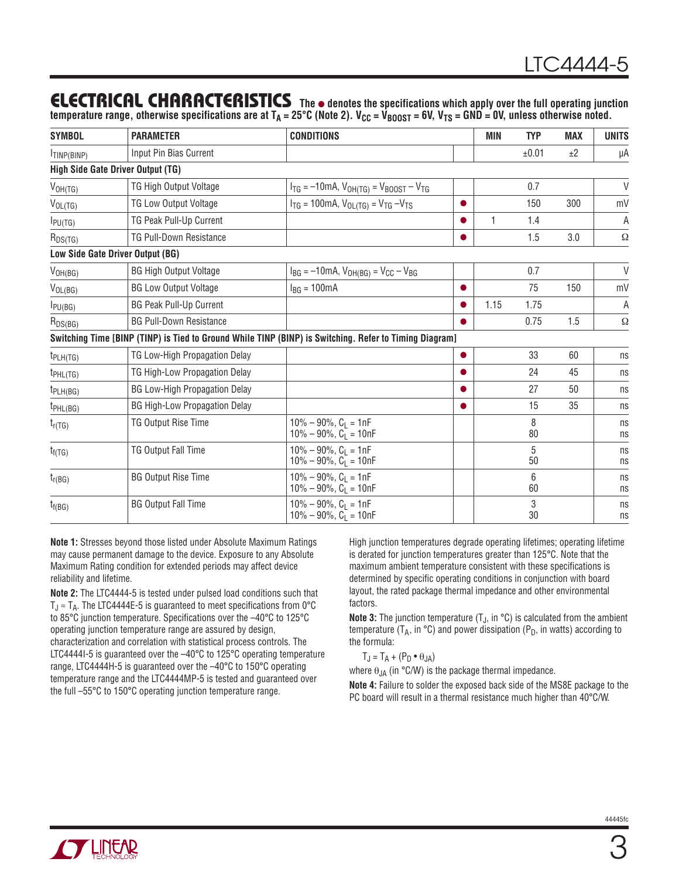## ELECTRICAL CHARACTERISTICS

**The ● denotes the specifications which apply over the full operating junction temperature range, otherwise specifications are at $T_A$ = 25°C (Note 2). $V_{CC} = V_{BOOST}$ = 6V, $V_{TS}$ = GND = 0V, unless otherwise noted.**

| SYMBOL | PARAMETER | CONDITIONS | | MIN | TYP | MAX | UNITS |
|---|---|---|---|---|---|---|---|
| $I_{TINP(BINP)}$ | Input Pin Bias Current | | | | ±0.01 | ±2 | µA |
| **High Side Gate Driver Output (TG)** | | | | | | | |
| $V_{OH(TG)}$ | TG High Output Voltage | $I_{TG}$ = –10mA, $V_{OH(TG)} = V_{BOOST} – V_{TG}$ | | | 0.7 | | V |
| $V_{OL(TG)}$ | TG Low Output Voltage | $I_{TG}$ = 100mA, $V_{OL(TG)} = V_{TG} – V_{TS}$ | ● | | 150 | 300 | mV |
| $I_{PU(TG)}$ | TG Peak Pull-Up Current | | ● | 1 | 1.4 | | A |
| $R_{DS(TG)}$ | TG Pull-Down Resistance | | ● | | 1.5 | 3.0 | Ω |
| **Low Side Gate Driver Output (BG)** | | | | | | | |
| $V_{OH(BG)}$ | BG High Output Voltage | $I_{BG}$ = –10mA, $V_{OH(BG)} = V_{CC} – V_{BG}$ | | | 0.7 | | V |
| $V_{OL(BG)}$ | BG Low Output Voltage | $I_{BG}$ = 100mA | ● | | 75 | 150 | mV |
| $I_{PU(BG)}$ | BG Peak Pull-Up Current | | ● | 1.15 | 1.75 | | A |
| $R_{DS(BG)}$ | BG Pull-Down Resistance | | ● | | 0.75 | 1.5 | Ω |
| **Switching Time [BINP (TINP) is Tied to Ground While TINP (BINP) is Switching. Refer to Timing Diagram]** | | | | | | | |
| $t_{PLH(TG)}$ | TG Low-High Propagation Delay | | ● | | 33 | 60 | ns |
| $t_{PHL(TG)}$ | TG High-Low Propagation Delay | | ● | | 24 | 45 | ns |
| $t_{PLH(BG)}$ | BG Low-High Propagation Delay | | ● | | 27 | 50 | ns |
| $t_{PHL(BG)}$ | BG High-Low Propagation Delay | | ● | | 15 | 35 | ns |
| $t_{r(TG)}$ | TG Output Rise Time | 10% – 90%, $C_L$ = 1nF<br>10% – 90%, $C_L$ = 10nF | | | 8<br>80 | | ns<br>ns |
| $t_{f(TG)}$ | TG Output Fall Time | 10% – 90%, $C_L$ = 1nF<br>10% – 90%, $C_L$ = 10nF | | | 5<br>50 | | ns<br>ns |
| $t_{r(BG)}$ | BG Output Rise Time | 10% – 90%, $C_L$ = 1nF<br>10% – 90%, $C_L$ = 10nF | | | 6<br>60 | | ns<br>ns |
| $t_{f(BG)}$ | BG Output Fall Time | 10% – 90%, $C_L$ = 1nF<br>10% – 90%, $C_L$ = 10nF | | | 3<br>30 | | ns<br>ns |

**Note 1:** Stresses beyond those listed under Absolute Maximum Ratings may cause permanent damage to the device. Exposure to any Absolute Maximum Rating condition for extended periods may affect device reliability and lifetime.

**Note 2:** The LTC4444-5 is tested under pulsed load conditions such that $T_J \approx T_A$. The LTC4444E-5 is guaranteed to meet specifications from 0°C to 85°C junction temperature. Specifications over the –40°C to 125°C operating junction temperature range are assured by design, characterization and correlation with statistical process controls. The LTC4444I-5 is guaranteed over the –40°C to 125°C operating temperature range, LTC4444H-5 is guaranteed over the –40°C to 150°C operating temperature range and the LTC4444MP-5 is tested and guaranteed over the full –55°C to 150°C operating junction temperature range. High junction temperatures degrade operating lifetimes; operating lifetime is derated for junction temperatures greater than 125°C. Note that the maximum ambient temperature consistent with these specifications is determined by specific operating conditions in conjunction with board layout, the rated package thermal impedance and other environmental factors.

**Note 3:** The junction temperature ($T_J$, in °C) is calculated from the ambient temperature ($T_A$, in °C) and power dissipation ($P_D$, in watts) according to the formula:

$$T_J = T_A + (P_D \bullet \theta_{JA})$$

where $\theta_{JA}$ (in °C/W) is the package thermal impedance.

**Note 4:** Failure to solder the exposed back side of the MS8E package to the PC board will result in a thermal resistance much higher than 40°C/W.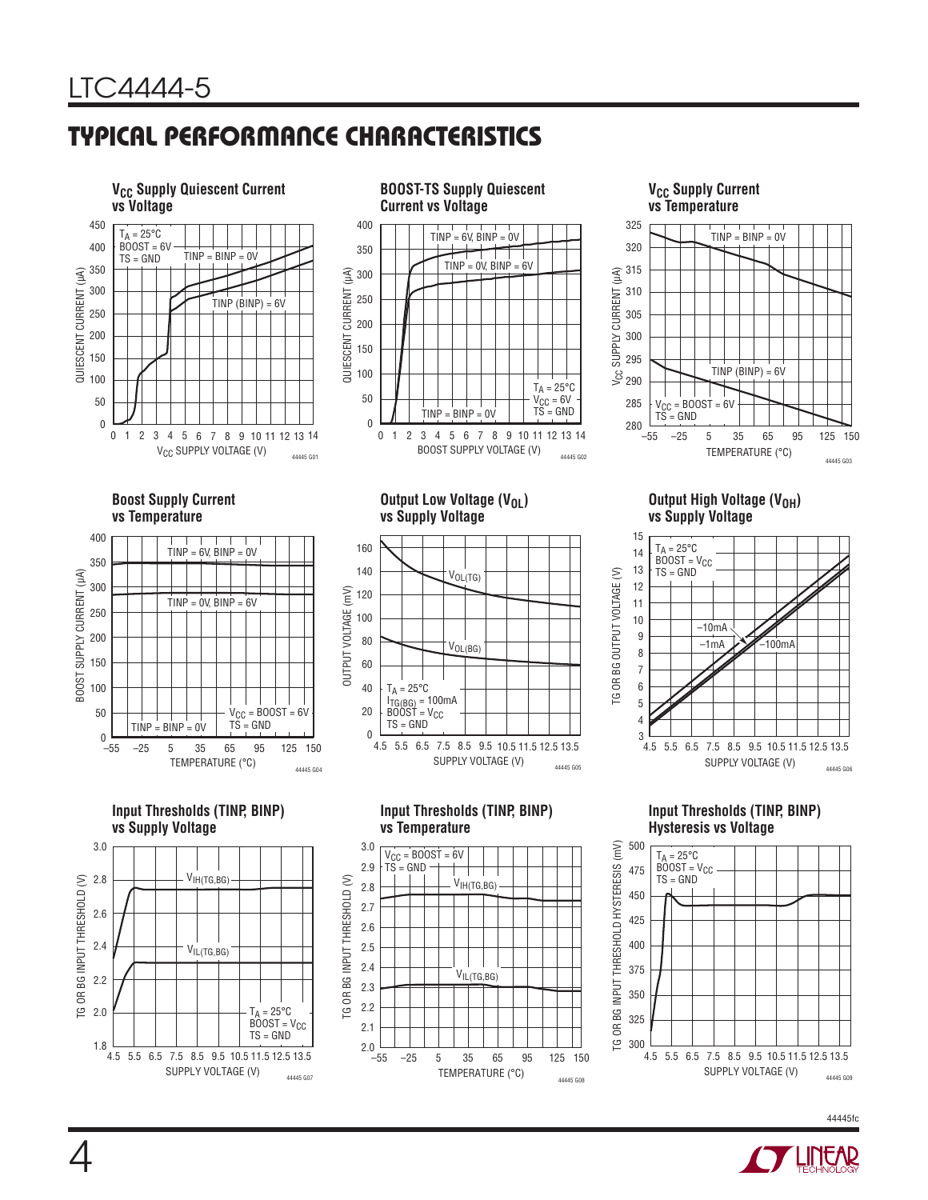## TYPICAL PERFORMANCE CHARACTERISTICS

**$V_{CC}$ Supply Quiescent Current vs Voltage**

$T_A$ = 25°C
BOOST = 6V
TS = GND

TINP = BINP = 0V
TINP (BINP) = 6V

QUIESCENT CURRENT (µA)
$V_{CC}$ SUPPLY VOLTAGE (V)

44445 G01

**BOOST-TS Supply Quiescent Current vs Voltage**

TINP = 6V, BINP = 0V
TINP = 0V, BINP = 6V
TINP = BINP = 0V

$T_A$ = 25°C
$V_{CC}$ = 6V
TS = GND

QUIESCENT CURRENT (µA)
BOOST SUPPLY VOLTAGE (V)

44445 G02

**$V_{CC}$ Supply Current vs Temperature**

TINP = BINP = 0V
TINP (BINP) = 6V

$V_{CC}$ = BOOST = 6V
TS = GND

$V_{CC}$ SUPPLY CURRENT (µA)
TEMPERATURE (°C)

44445 G03

**Boost Supply Current vs Temperature**

TINP = 6V, BINP = 0V
TINP = 0V, BINP = 6V
TINP = BINP = 0V

$V_{CC}$ = BOOST = 6V
TS = GND

BOOST SUPPLY CURRENT (µA)
TEMPERATURE (°C)

44445 G04

**Output Low Voltage ($V_{OL}$) vs Supply Voltage**

$V_{OL(TG)}$
$V_{OL(BG)}$

$T_A$ = 25°C
$I_{TG(BG)}$ = 100mA
BOOST = $V_{CC}$
TS = GND

OUTPUT VOLTAGE (mV)
SUPPLY VOLTAGE (V)

44445 G05

**Output High Voltage ($V_{OH}$) vs Supply Voltage**

$T_A$ = 25°C
BOOST = $V_{CC}$
TS = GND

–10mA
–1mA
–100mA

TG OR BG OUTPUT VOLTAGE (V)
SUPPLY VOLTAGE (V)

44445 G06

**Input Thresholds (TINP, BINP) vs Supply Voltage**

$V_{IH(TG,BG)}$
$V_{IL(TG,BG)}$

$T_A$ = 25°C
BOOST = $V_{CC}$
TS = GND

TG OR BG INPUT THRESHOLD (V)
SUPPLY VOLTAGE (V)

44445 G07

**Input Thresholds (TINP, BINP) vs Temperature**

$V_{CC}$ = BOOST = 6V
TS = GND

$V_{IH(TG,BG)}$
$V_{IL(TG,BG)}$

TG OR BG INPUT THRESHOLD (V)
TEMPERATURE (°C)

44445 G08

**Input Thresholds (TINP, BINP) Hysteresis vs Voltage**

$T_A$ = 25°C
BOOST = $V_{CC}$
TS = GND

TG OR BG INPUT THRESHOLD HYSTERESIS (mV)
SUPPLY VOLTAGE (V)

44445 G09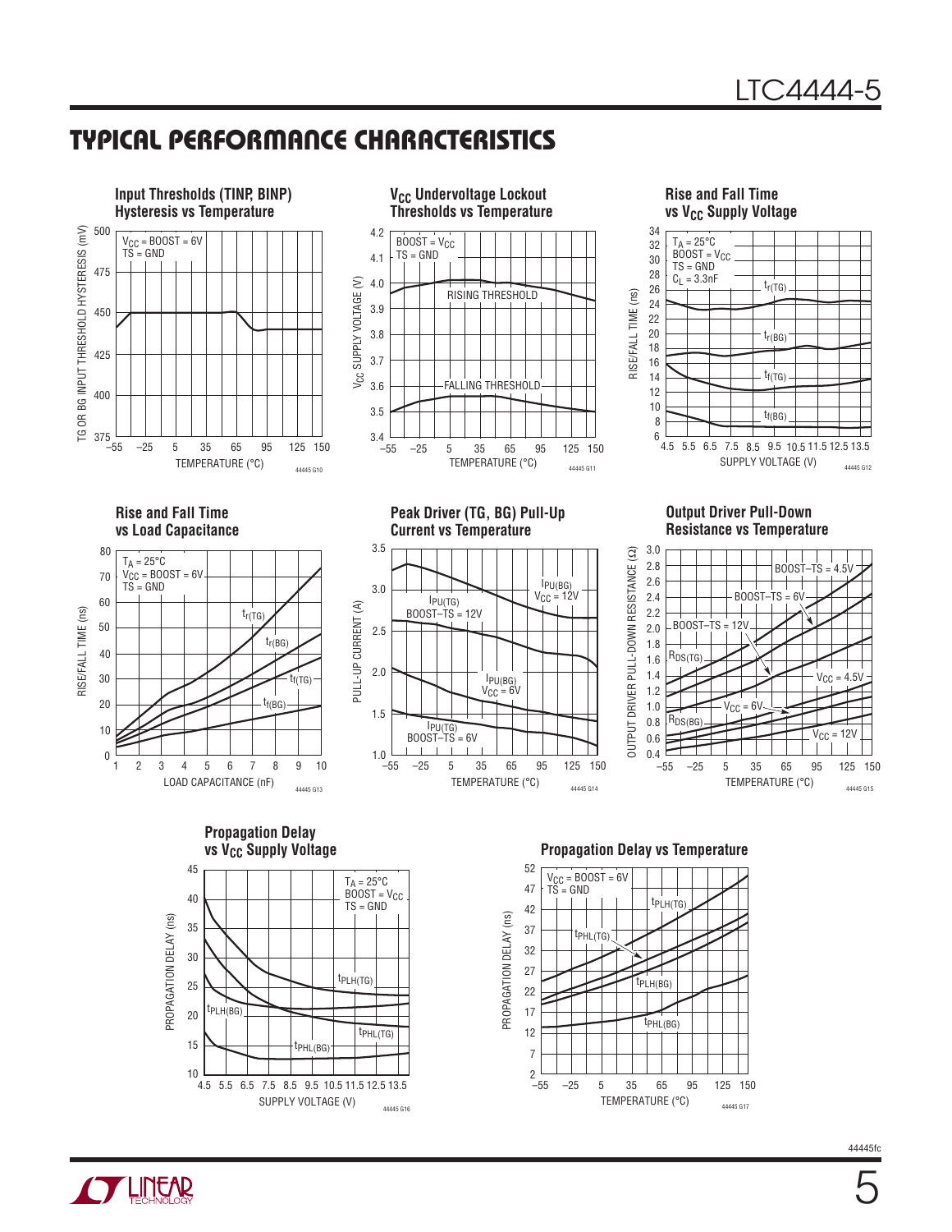## TYPICAL PERFORMANCE CHARACTERISTICS

**Input Thresholds (TINP, BINP) Hysteresis vs Temperature**

$V_{CC}$ = BOOST = 6V
TS = GND

TG OR BG INPUT THRESHOLD HYSTERESIS (mV)
TEMPERATURE (°C)

44445 G10

**$V_{CC}$ Undervoltage Lockout Thresholds vs Temperature**

BOOST = $V_{CC}$
TS = GND

RISING THRESHOLD
FALLING THRESHOLD

$V_{CC}$ SUPPLY VOLTAGE (V)
TEMPERATURE (°C)

44445 G11

**Rise and Fall Time vs $V_{CC}$ Supply Voltage**

$T_A$ = 25°C
BOOST = $V_{CC}$
TS = GND
$C_L$ = 3.3nF

$t_{r(TG)}$, $t_{r(BG)}$, $t_{f(TG)}$, $t_{f(BG)}$

RISE/FALL TIME (ns)
SUPPLY VOLTAGE (V)

44445 G12

**Rise and Fall Time vs Load Capacitance**

$T_A$ = 25°C
$V_{CC}$ = BOOST = 6V
TS = GND

$t_{r(TG)}$, $t_{r(BG)}$, $t_{f(TG)}$, $t_{f(BG)}$

RISE/FALL TIME (ns)
LOAD CAPACITANCE (nF)

44445 G13

**Peak Driver (TG, BG) Pull-Up Current vs Temperature**

$I_{PU(BG)}$ $V_{CC}$ = 12V
$I_{PU(TG)}$ BOOST–TS = 12V
$I_{PU(BG)}$ $V_{CC}$ = 6V
$I_{PU(TG)}$ BOOST–TS = 6V

PULL-UP CURRENT (A)
TEMPERATURE (°C)

44445 G14

**Output Driver Pull-Down Resistance vs Temperature**

$R_{DS(TG)}$: BOOST–TS = 4.5V, BOOST–TS = 6V, BOOST–TS = 12V
$R_{DS(BG)}$: $V_{CC}$ = 4.5V, $V_{CC}$ = 6V, $V_{CC}$ = 12V

OUTPUT DRIVER PULL-DOWN RESISTANCE (Ω)
TEMPERATURE (°C)

44445 G15

**Propagation Delay vs $V_{CC}$ Supply Voltage**

$T_A$ = 25°C
BOOST = $V_{CC}$
TS = GND

$t_{PLH(TG)}$, $t_{PLH(BG)}$, $t_{PHL(TG)}$, $t_{PHL(BG)}$

PROPAGATION DELAY (ns)
SUPPLY VOLTAGE (V)

44445 G16

**Propagation Delay vs Temperature**

$V_{CC}$ = BOOST = 6V
TS = GND

$t_{PLH(TG)}$, $t_{PHL(TG)}$, $t_{PLH(BG)}$, $t_{PHL(BG)}$

PROPAGATION DELAY (ns)
TEMPERATURE (°C)

44445 G17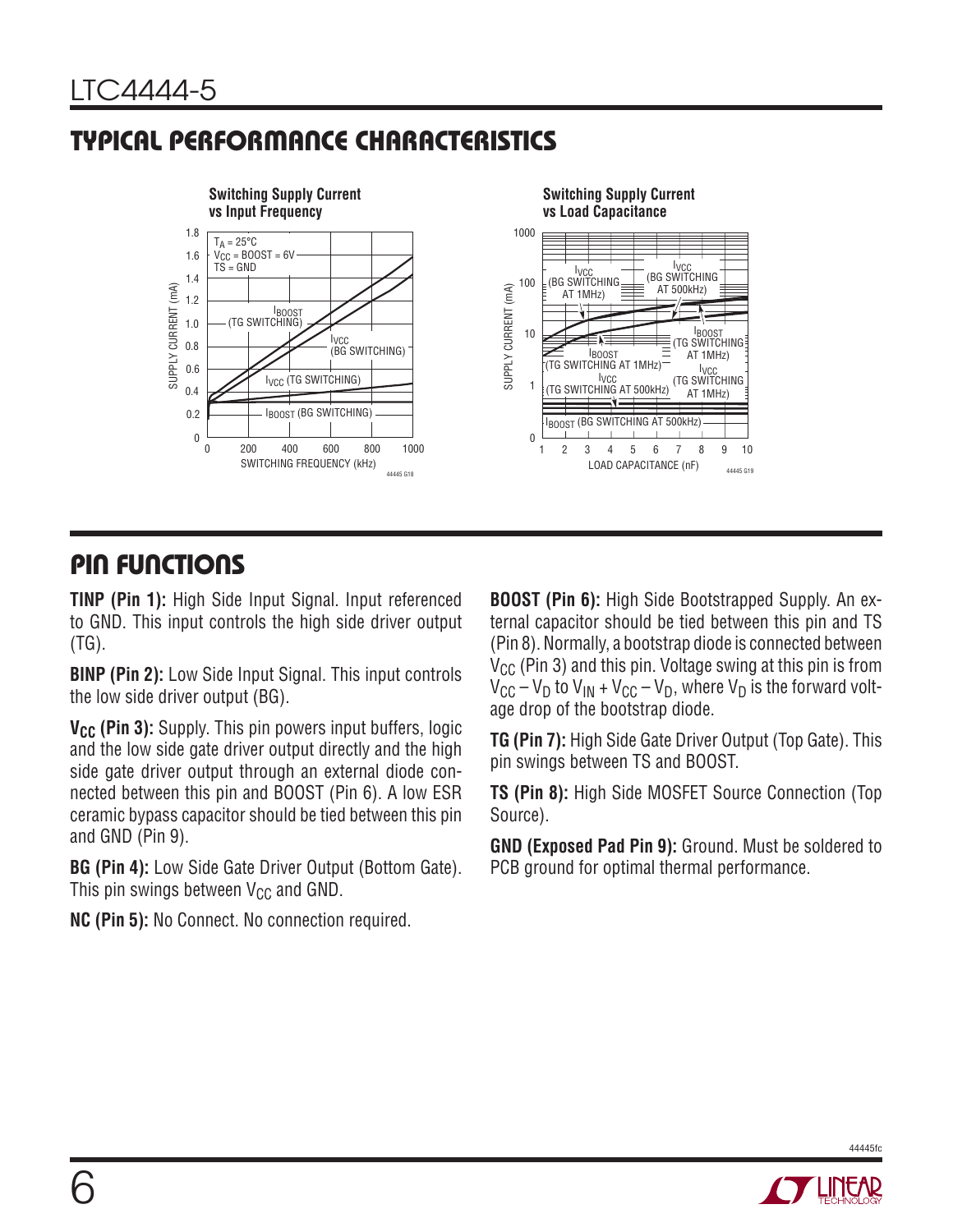## TYPICAL PERFORMANCE CHARACTERISTICS

**Switching Supply Current vs Input Frequency**

**Switching Supply Current vs Load Capacitance**

## PIN FUNCTIONS

**TINP (Pin 1):** High Side Input Signal. Input referenced to GND. This input controls the high side driver output (TG).

**BINP (Pin 2):** Low Side Input Signal. This input controls the low side driver output (BG).

**$V_{CC}$ (Pin 3):** Supply. This pin powers input buffers, logic and the low side gate driver output directly and the high side gate driver output through an external diode connected between this pin and BOOST (Pin 6). A low ESR ceramic bypass capacitor should be tied between this pin and GND (Pin 9).

**BG (Pin 4):** Low Side Gate Driver Output (Bottom Gate). This pin swings between $V_{CC}$ and GND.

**NC (Pin 5):** No Connect. No connection required.

**BOOST (Pin 6):** High Side Bootstrapped Supply. An external capacitor should be tied between this pin and TS (Pin 8). Normally, a bootstrap diode is connected between $V_{CC}$ (Pin 3) and this pin. Voltage swing at this pin is from $V_{CC} – V_D$ to $V_{IN} + V_{CC} – V_D$, where $V_D$ is the forward voltage drop of the bootstrap diode.

**TG (Pin 7):** High Side Gate Driver Output (Top Gate). This pin swings between TS and BOOST.

**TS (Pin 8):** High Side MOSFET Source Connection (Top Source).

**GND (Exposed Pad Pin 9):** Ground. Must be soldered to PCB ground for optimal thermal performance.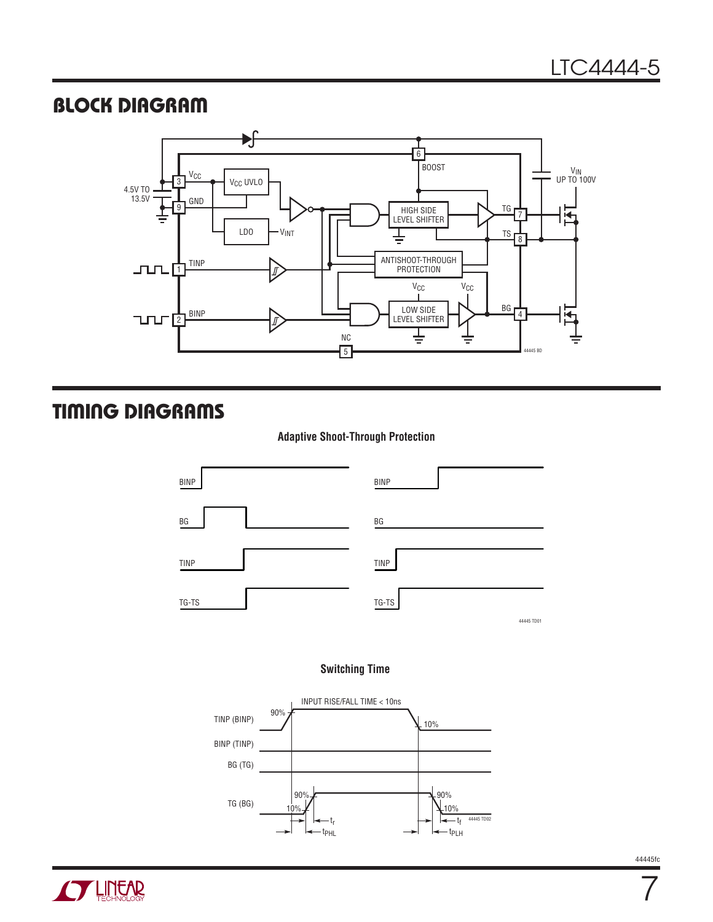## BLOCK DIAGRAM

## TIMING DIAGRAMS

**Adaptive Shoot-Through Protection**

**Switching Time**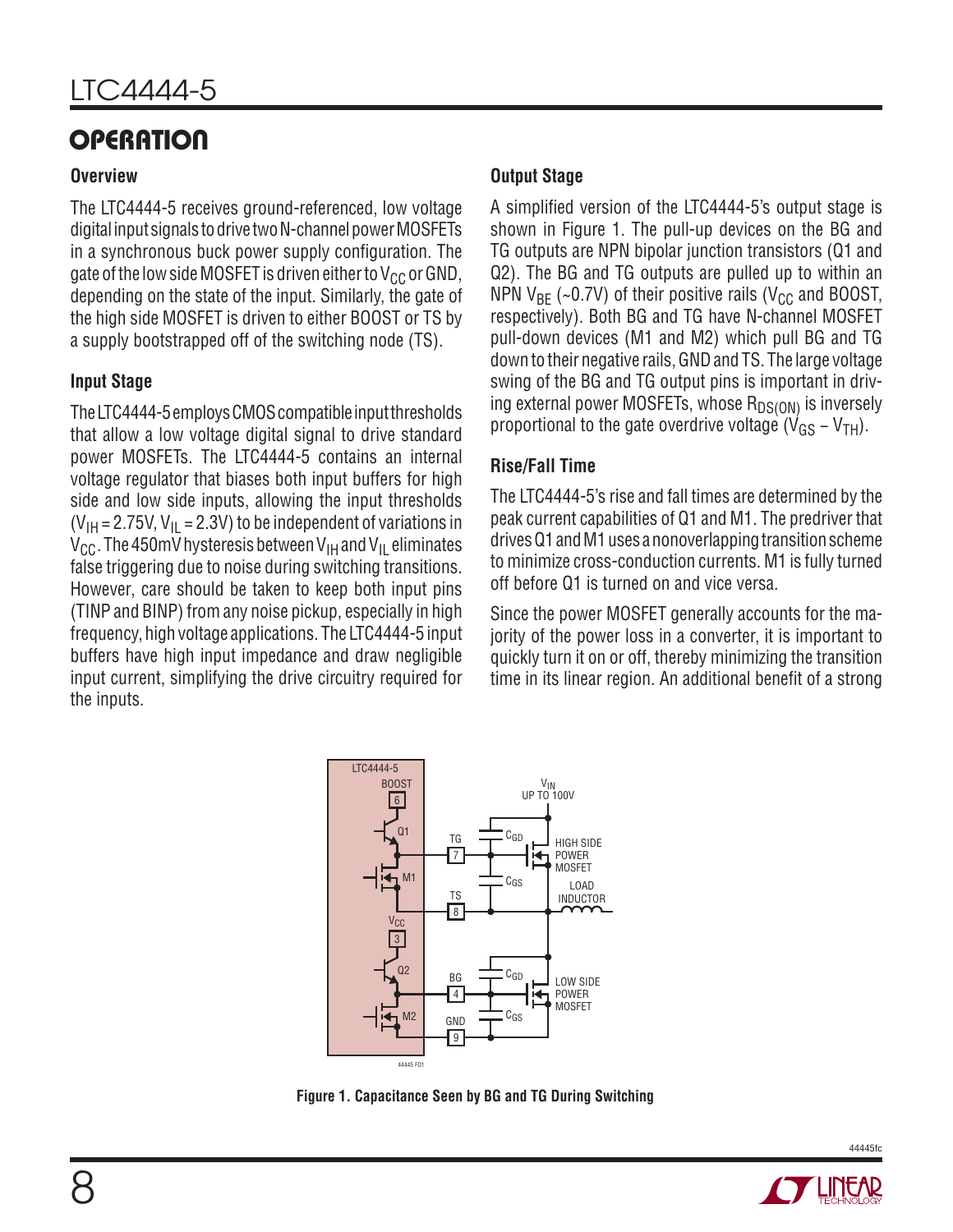## OPERATION

### Overview

The LTC4444-5 receives ground-referenced, low voltage digital input signals to drive two N-channel power MOSFETs in a synchronous buck power supply configuration. The gate of the low side MOSFET is driven either to $V_{CC}$ or GND, depending on the state of the input. Similarly, the gate of the high side MOSFET is driven to either BOOST or TS by a supply bootstrapped off of the switching node (TS).

### Input Stage

The LTC4444-5 employs CMOS compatible input thresholds that allow a low voltage digital signal to drive standard power MOSFETs. The LTC4444-5 contains an internal voltage regulator that biases both input buffers for high side and low side inputs, allowing the input thresholds ($V_{IH}$ = 2.75V, $V_{IL}$ = 2.3V) to be independent of variations in $V_{CC}$. The 450mV hysteresis between $V_{IH}$ and $V_{IL}$ eliminates false triggering due to noise during switching transitions. However, care should be taken to keep both input pins (TINP and BINP) from any noise pickup, especially in high frequency, high voltage applications. The LTC4444-5 input buffers have high input impedance and draw negligible input current, simplifying the drive circuitry required for the inputs.

### Output Stage

A simplified version of the LTC4444-5's output stage is shown in Figure 1. The pull-up devices on the BG and TG outputs are NPN bipolar junction transistors (Q1 and Q2). The BG and TG outputs are pulled up to within an NPN $V_{BE}$ (~0.7V) of their positive rails ($V_{CC}$ and BOOST, respectively). Both BG and TG have N-channel MOSFET pull-down devices (M1 and M2) which pull BG and TG down to their negative rails, GND and TS. The large voltage swing of the BG and TG output pins is important in driving external power MOSFETs, whose $R_{DS(ON)}$ is inversely proportional to the gate overdrive voltage ($V_{GS} – V_{TH}$).

### Rise/Fall Time

The LTC4444-5's rise and fall times are determined by the peak current capabilities of Q1 and M1. The predriver that drives Q1 and M1 uses a nonoverlapping transition scheme to minimize cross-conduction currents. M1 is fully turned off before Q1 is turned on and vice versa.

Since the power MOSFET generally accounts for the majority of the power loss in a converter, it is important to quickly turn it on or off, thereby minimizing the transition time in its linear region. An additional benefit of a strong

**Figure 1. Capacitance Seen by BG and TG During Switching**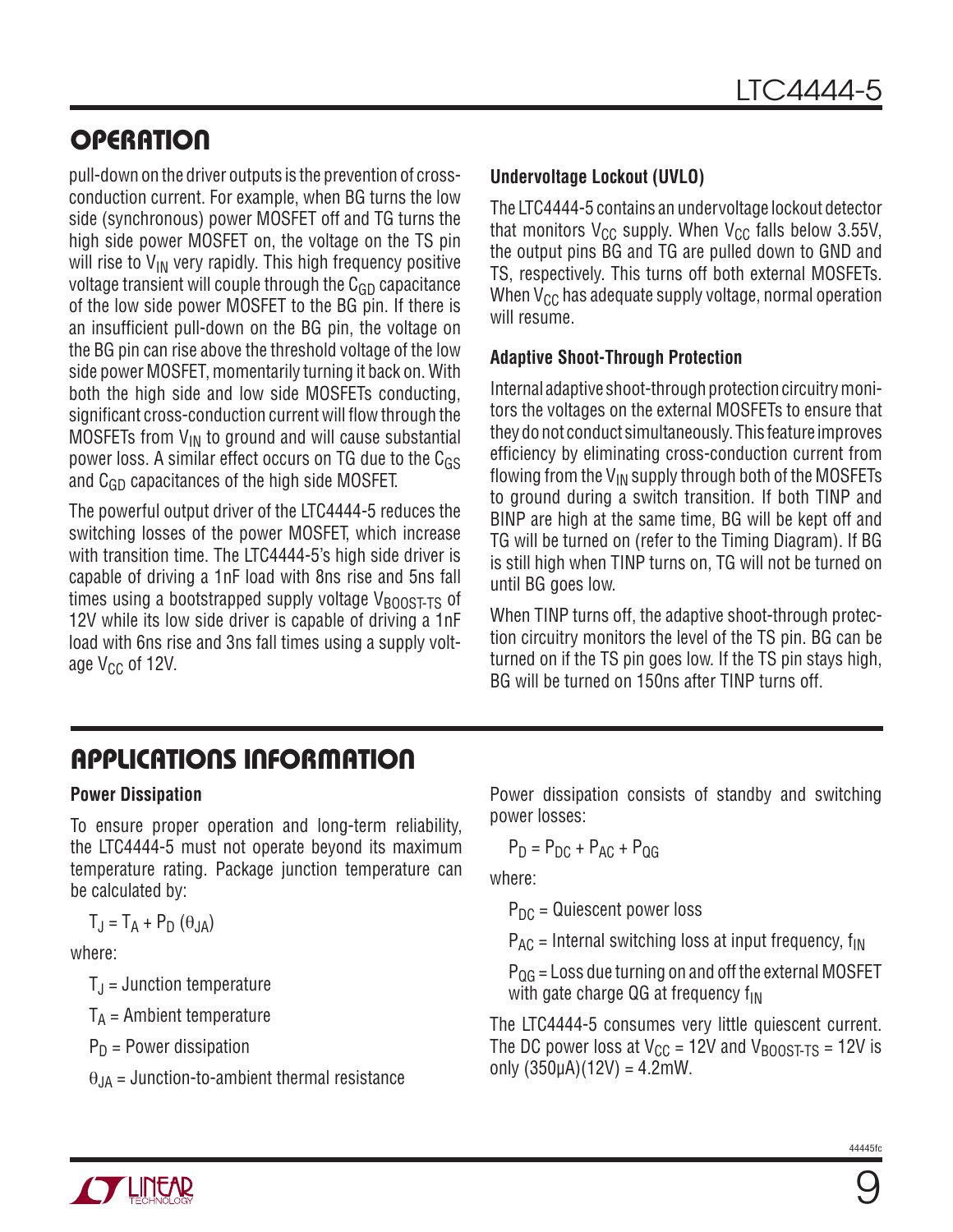## OPERATION

pull-down on the driver outputs is the prevention of cross-conduction current. For example, when BG turns the low side (synchronous) power MOSFET off and TG turns the high side power MOSFET on, the voltage on the TS pin will rise to $V_{IN}$ very rapidly. This high frequency positive voltage transient will couple through the $C_{GD}$ capacitance of the low side power MOSFET to the BG pin. If there is an insufficient pull-down on the BG pin, the voltage on the BG pin can rise above the threshold voltage of the low side power MOSFET, momentarily turning it back on. With both the high side and low side MOSFETs conducting, significant cross-conduction current will flow through the MOSFETs from $V_{IN}$ to ground and will cause substantial power loss. A similar effect occurs on TG due to the $C_{GS}$ and $C_{GD}$ capacitances of the high side MOSFET.

The powerful output driver of the LTC4444-5 reduces the switching losses of the power MOSFET, which increase with transition time. The LTC4444-5's high side driver is capable of driving a 1nF load with 8ns rise and 5ns fall times using a bootstrapped supply voltage $V_{BOOST-TS}$ of 12V while its low side driver is capable of driving a 1nF load with 6ns rise and 3ns fall times using a supply voltage $V_{CC}$ of 12V.

### Undervoltage Lockout (UVLO)

The LTC4444-5 contains an undervoltage lockout detector that monitors $V_{CC}$ supply. When $V_{CC}$ falls below 3.55V, the output pins BG and TG are pulled down to GND and TS, respectively. This turns off both external MOSFETs. When $V_{CC}$ has adequate supply voltage, normal operation will resume.

### Adaptive Shoot-Through Protection

Internal adaptive shoot-through protection circuitry monitors the voltages on the external MOSFETs to ensure that they do not conduct simultaneously. This feature improves efficiency by eliminating cross-conduction current from flowing from the $V_{IN}$ supply through both of the MOSFETs to ground during a switch transition. If both TINP and BINP are high at the same time, BG will be kept off and TG will be turned on (refer to the Timing Diagram). If BG is still high when TINP turns on, TG will not be turned on until BG goes low.

When TINP turns off, the adaptive shoot-through protection circuitry monitors the level of the TS pin. BG can be turned on if the TS pin goes low. If the TS pin stays high, BG will be turned on 150ns after TINP turns off.

## APPLICATIONS INFORMATION

### Power Dissipation

To ensure proper operation and long-term reliability, the LTC4444-5 must not operate beyond its maximum temperature rating. Package junction temperature can be calculated by:

$$T_J = T_A + P_D(\theta_{JA})$$

where:

$T_J$ = Junction temperature

$T_A$ = Ambient temperature

$P_D$ = Power dissipation

$\theta_{JA}$ = Junction-to-ambient thermal resistance

Power dissipation consists of standby and switching power losses:

$$P_D = P_{DC} + P_{AC} + P_{QG}$$

where:

$P_{DC}$ = Quiescent power loss

$P_{AC}$ = Internal switching loss at input frequency, $f_{IN}$

$P_{QG}$ = Loss due turning on and off the external MOSFET with gate charge QG at frequency $f_{IN}$

The LTC4444-5 consumes very little quiescent current. The DC power loss at $V_{CC}$ = 12V and $V_{BOOST-TS}$ = 12V is only (350µA)(12V) = 4.2mW.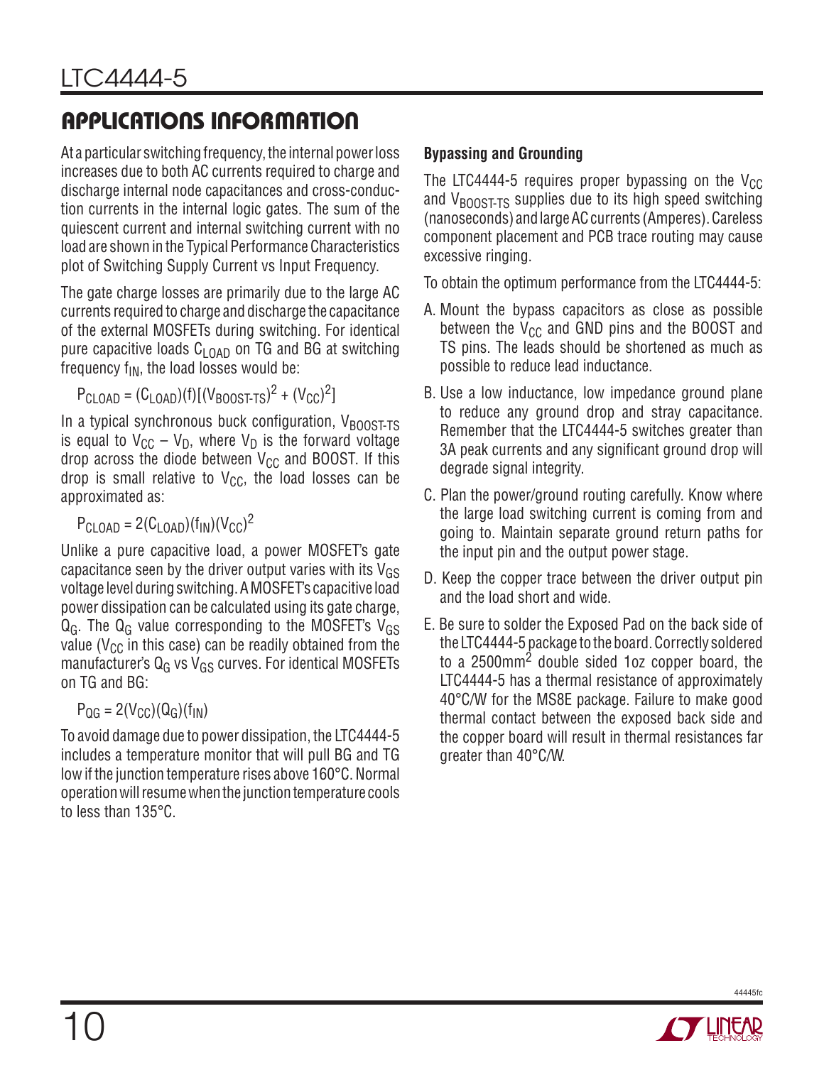## APPLICATIONS INFORMATION

At a particular switching frequency, the internal power loss increases due to both AC currents required to charge and discharge internal node capacitances and cross-conduction currents in the internal logic gates. The sum of the quiescent current and internal switching current with no load are shown in the Typical Performance Characteristics plot of Switching Supply Current vs Input Frequency.

The gate charge losses are primarily due to the large AC currents required to charge and discharge the capacitance of the external MOSFETs during switching. For identical pure capacitive loads $C_{LOAD}$ on TG and BG at switching frequency $f_{IN}$, the load losses would be:

$$P_{CLOAD} = (C_{LOAD})(f)[(V_{BOOST\text{-}TS})^2 + (V_{CC})^2]$$

In a typical synchronous buck configuration, $V_{BOOST\text{-}TS}$ is equal to $V_{CC} – V_D$, where $V_D$ is the forward voltage drop across the diode between $V_{CC}$ and BOOST. If this drop is small relative to $V_{CC}$, the load losses can be approximated as:

$$P_{CLOAD} = 2(C_{LOAD})(f_{IN})(V_{CC})^2$$

Unlike a pure capacitive load, a power MOSFET's gate capacitance seen by the driver output varies with its $V_{GS}$ voltage level during switching. A MOSFET's capacitive load power dissipation can be calculated using its gate charge, $Q_G$. The $Q_G$ value corresponding to the MOSFET's $V_{GS}$ value ($V_{CC}$ in this case) can be readily obtained from the manufacturer's $Q_G$ vs $V_{GS}$ curves. For identical MOSFETs on TG and BG:

$$P_{QG} = 2(V_{CC})(Q_G)(f_{IN})$$

To avoid damage due to power dissipation, the LTC4444-5 includes a temperature monitor that will pull BG and TG low if the junction temperature rises above 160°C. Normal operation will resume when the junction temperature cools to less than 135°C.

**Bypassing and Grounding**

The LTC4444-5 requires proper bypassing on the $V_{CC}$ and $V_{BOOST\text{-}TS}$ supplies due to its high speed switching (nanoseconds) and large AC currents (Amperes). Careless component placement and PCB trace routing may cause excessive ringing.

To obtain the optimum performance from the LTC4444-5:

A. Mount the bypass capacitors as close as possible between the $V_{CC}$ and GND pins and the BOOST and TS pins. The leads should be shortened as much as possible to reduce lead inductance.

B. Use a low inductance, low impedance ground plane to reduce any ground drop and stray capacitance. Remember that the LTC4444-5 switches greater than 3A peak currents and any significant ground drop will degrade signal integrity.

C. Plan the power/ground routing carefully. Know where the large load switching current is coming from and going to. Maintain separate ground return paths for the input pin and the output power stage.

D. Keep the copper trace between the driver output pin and the load short and wide.

E. Be sure to solder the Exposed Pad on the back side of the LTC4444-5 package to the board. Correctly soldered to a 2500mm$^2$ double sided 1oz copper board, the LTC4444-5 has a thermal resistance of approximately 40°C/W for the MS8E package. Failure to make good thermal contact between the exposed back side and the copper board will result in thermal resistances far greater than 40°C/W.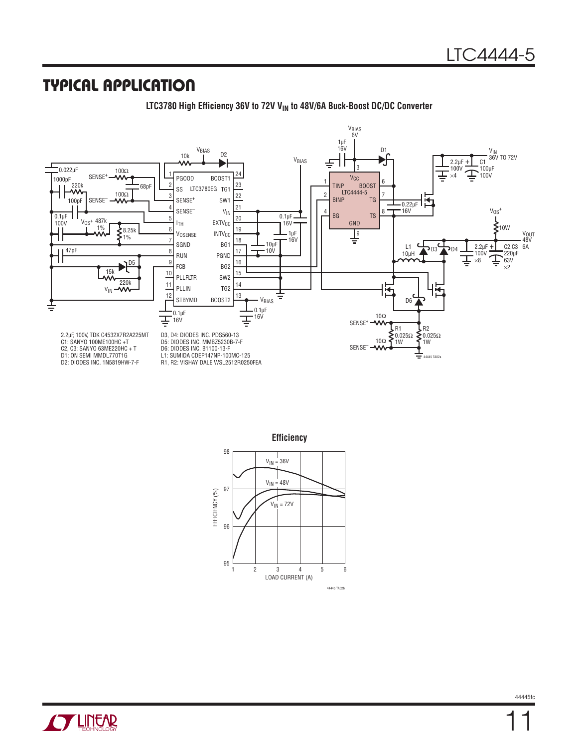## TYPICAL APPLICATION

**LTC3780 High Efficiency 36V to 72V $V_{IN}$ to 48V/6A Buck-Boost DC/DC Converter**

2.2µF, 100V, TDK C4532X7R2A225MT
C1: SANYO 100ME100HC +T
C2, C3: SANYO 63ME220HC + T
D1: ON SEMI MMDL770T1G
D2: DIODES INC. 1N5819HW-7-F

D3, D4: DIODES INC. PDS560-13
D5: DIODES INC. MMBZ5230B-7-F
D6: DIODES INC. B1100-13-F
L1: SUMIDA CDEP147NP-100MC-125
R1, R2: VISHAY DALE WSL2512R0250FEA

**Efficiency**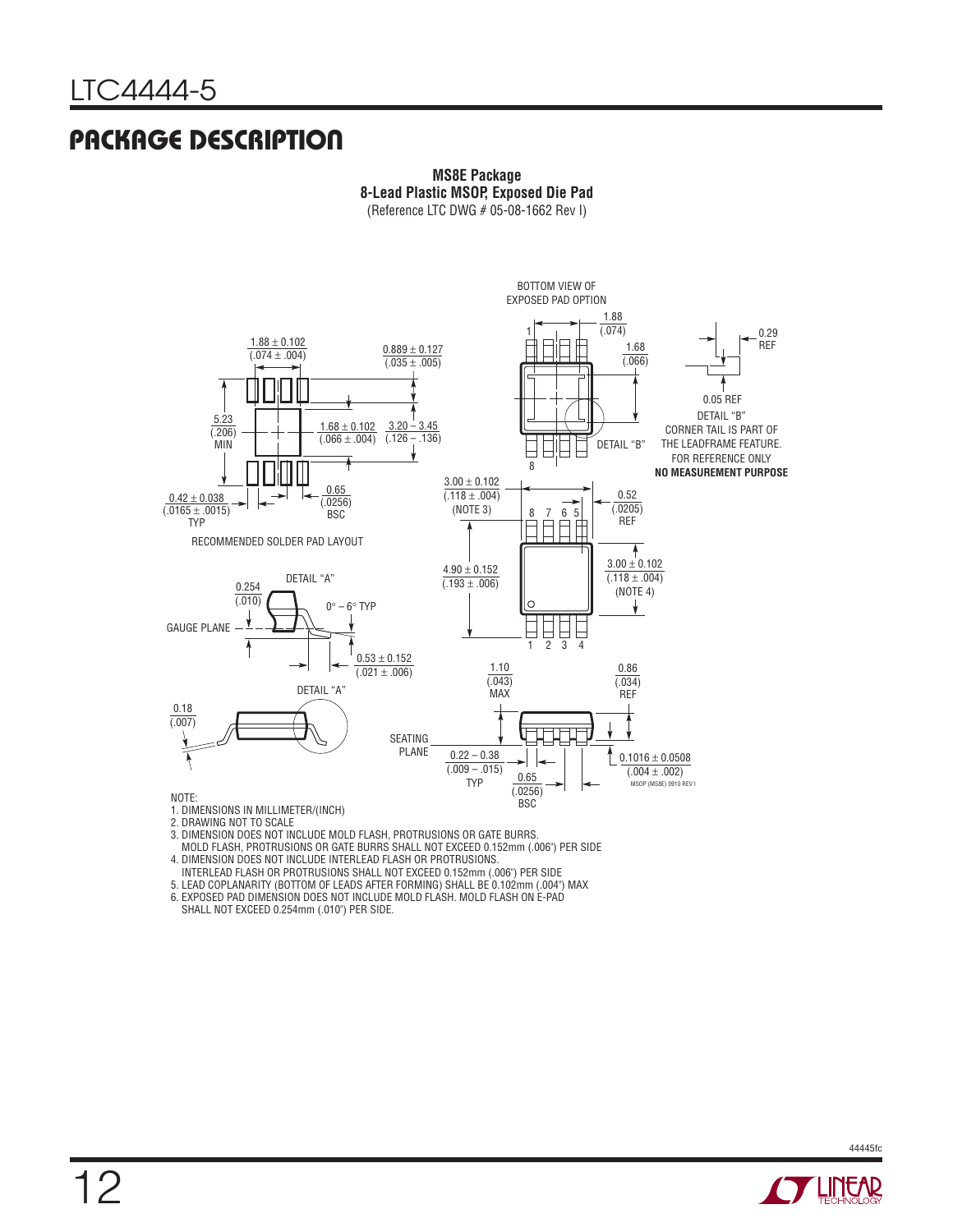## PACKAGE DESCRIPTION

**MS8E Package**
**8-Lead Plastic MSOP, Exposed Die Pad**
(Reference LTC DWG # 05-08-1662 Rev I)

BOTTOM VIEW OF EXPOSED PAD OPTION

1.88 (.074)

1.68 (.066)

0.29 REF

0.05 REF

DETAIL "B" CORNER TAIL IS PART OF THE LEADFRAME FEATURE. FOR REFERENCE ONLY **NO MEASUREMENT PURPOSE**

DETAIL "B"

1.88 ± 0.102 (.074 ± .004)

0.889 ± 0.127 (.035 ± .005)

5.23 (.206) MIN

1.68 ± 0.102 (.066 ± .004)

3.20 – 3.45 (.126 – .136)

0.42 ± 0.038 (.0165 ± .0015) TYP

0.65 (.0256) BSC

RECOMMENDED SOLDER PAD LAYOUT

3.00 ± 0.102 (.118 ± .004) (NOTE 3)

0.52 (.0205) REF

4.90 ± 0.152 (.193 ± .006)

3.00 ± 0.102 (.118 ± .004) (NOTE 4)

DETAIL "A"

0.254 (.010)

0° – 6° TYP

GAUGE PLANE

0.53 ± 0.152 (.021 ± .006)

DETAIL "A"

0.18 (.007)

1.10 (.043) MAX

0.86 (.034) REF

SEATING PLANE

0.22 – 0.38 (.009 – .015) TYP

0.65 (.0256) BSC

0.1016 ± 0.0508 (.004 ± .002)

MSOP (MS8E) 0910 REV I

NOTE:
1. DIMENSIONS IN MILLIMETER/(INCH)
2. DRAWING NOT TO SCALE
3. DIMENSION DOES NOT INCLUDE MOLD FLASH, PROTRUSIONS OR GATE BURRS. MOLD FLASH, PROTRUSIONS OR GATE BURRS SHALL NOT EXCEED 0.152mm (.006") PER SIDE
4. DIMENSION DOES NOT INCLUDE INTERLEAD FLASH OR PROTRUSIONS. INTERLEAD FLASH OR PROTRUSIONS SHALL NOT EXCEED 0.152mm (.006") PER SIDE
5. LEAD COPLANARITY (BOTTOM OF LEADS AFTER FORMING) SHALL BE 0.102mm (.004") MAX
6. EXPOSED PAD DIMENSION DOES NOT INCLUDE MOLD FLASH. MOLD FLASH ON E-PAD SHALL NOT EXCEED 0.254mm (.010") PER SIDE.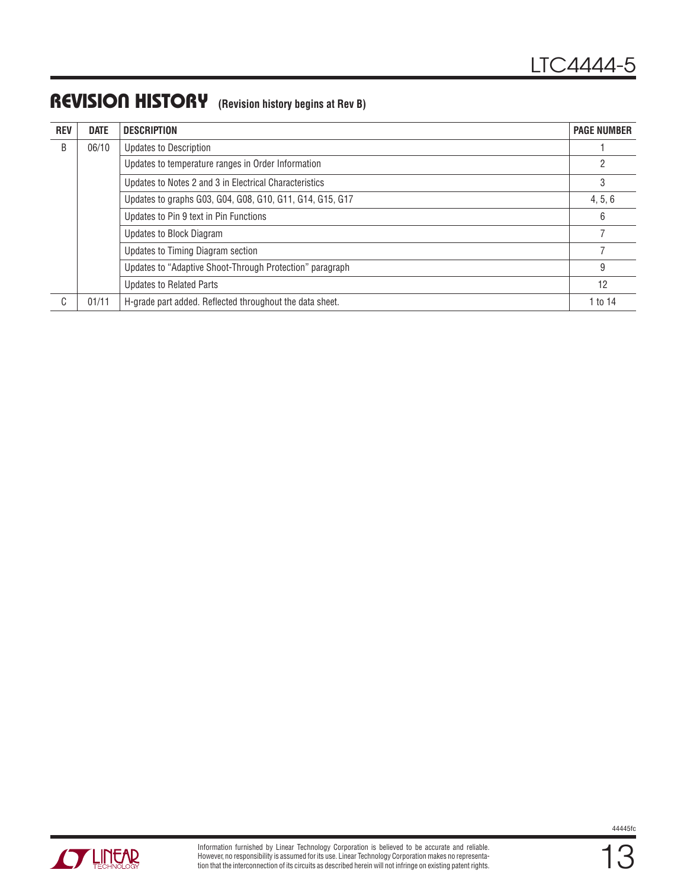## REVISION HISTORY (Revision history begins at Rev B)

| REV | DATE | DESCRIPTION | PAGE NUMBER |
|---|---|---|---|
| B | 06/10 | Updates to Description | 1 |
| | | Updates to temperature ranges in Order Information | 2 |
| | | Updates to Notes 2 and 3 in Electrical Characteristics | 3 |
| | | Updates to graphs G03, G04, G08, G10, G11, G14, G15, G17 | 4, 5, 6 |
| | | Updates to Pin 9 text in Pin Functions | 6 |
| | | Updates to Block Diagram | 7 |
| | | Updates to Timing Diagram section | 7 |
| | | Updates to "Adaptive Shoot-Through Protection" paragraph | 9 |
| | | Updates to Related Parts | 12 |
| C | 01/11 | H-grade part added. Reflected throughout the data sheet. | 1 to 14 |

Information furnished by Linear Technology Corporation is believed to be accurate and reliable. However, no responsibility is assumed for its use. Linear Technology Corporation makes no representation that the interconnection of its circuits as described herein will not infringe on existing patent rights.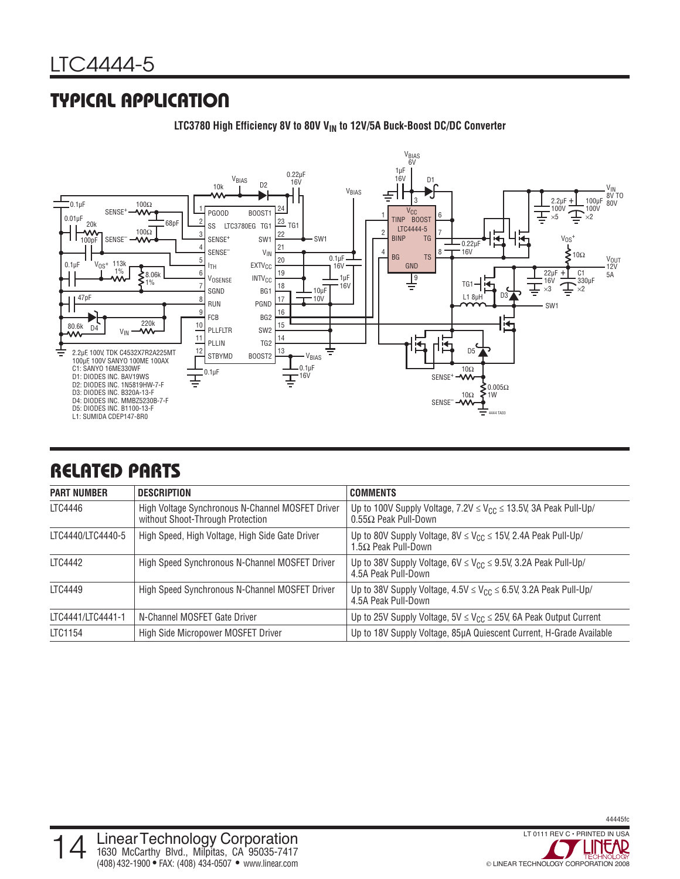## TYPICAL APPLICATION

**LTC3780 High Efficiency 8V to 80V $V_{IN}$ to 12V/5A Buck-Boost DC/DC Converter**

2.2µF 100V, TDK C4532X7R2A225MT
100µF 100V SANYO 100ME 100AX
C1: SANYO 16ME330WF
D1: DIODES INC. BAV19WS
D2: DIODES INC. 1N5819HW-7-F
D3: DIODES INC. B320A-13-F
D4: DIODES INC. MMBZ5230B-7-F
D5: DIODES INC. B1100-13-F
L1: SUMIDA CDEP147-8R0

## RELATED PARTS

| PART NUMBER | DESCRIPTION | COMMENTS |
|---|---|---|
| LTC4446 | High Voltage Synchronous N-Channel MOSFET Driver without Shoot-Through Protection | Up to 100V Supply Voltage, 7.2V ≤ $V_{CC}$ ≤ 13.5V, 3A Peak Pull-Up/ 0.55Ω Peak Pull-Down |
| LTC4440/LTC4440-5 | High Speed, High Voltage, High Side Gate Driver | Up to 80V Supply Voltage, 8V ≤ $V_{CC}$ ≤ 15V, 2.4A Peak Pull-Up/ 1.5Ω Peak Pull-Down |
| LTC4442 | High Speed Synchronous N-Channel MOSFET Driver | Up to 38V Supply Voltage, 6V ≤ $V_{CC}$ ≤ 9.5V, 3.2A Peak Pull-Up/ 4.5A Peak Pull-Down |
| LTC4449 | High Speed Synchronous N-Channel MOSFET Driver | Up to 38V Supply Voltage, 4.5V ≤ $V_{CC}$ ≤ 6.5V, 3.2A Peak Pull-Up/ 4.5A Peak Pull-Down |
| LTC4441/LTC4441-1 | N-Channel MOSFET Gate Driver | Up to 25V Supply Voltage, 5V ≤ $V_{CC}$ ≤ 25V, 6A Peak Output Current |
| LTC1154 | High Side Micropower MOSFET Driver | Up to 18V Supply Voltage, 85µA Quiescent Current, H-Grade Available |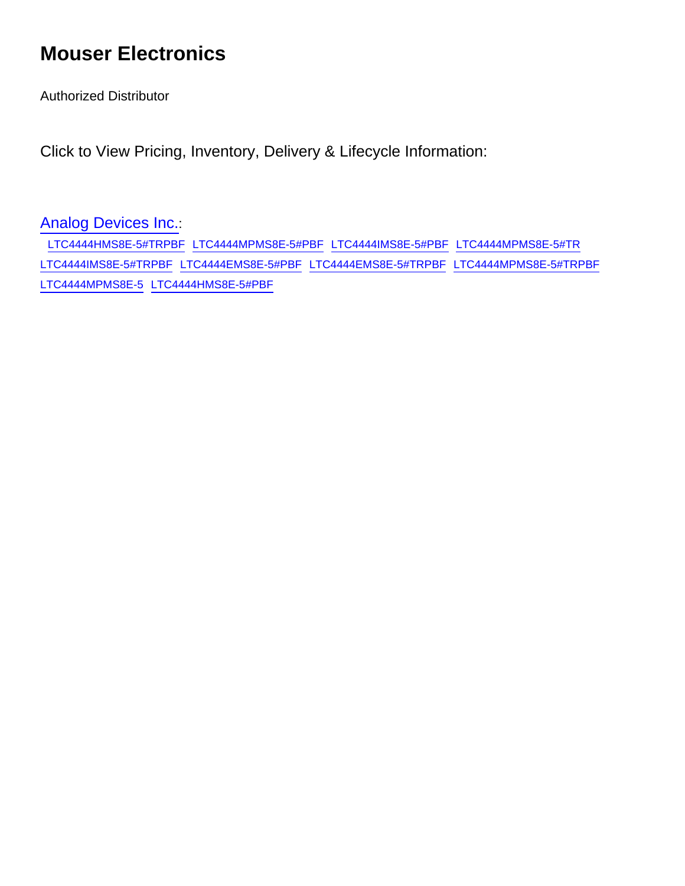# Mouser Electronics

Authorized Distributor

Click to View Pricing, Inventory, Delivery & Lifecycle Information:

Analog Devices Inc.:

LTC4444HMS8E-5#TRPBF LTC4444MPMS8E-5#PBF LTC4444IMS8E-5#PBF LTC4444MPMS8E-5#TR LTC4444IMS8E-5#TRPBF LTC4444EMS8E-5#PBF LTC4444EMS8E-5#TRPBF LTC4444MPMS8E-5#TRPBF LTC4444MPMS8E-5 LTC4444HMS8E-5#PBF